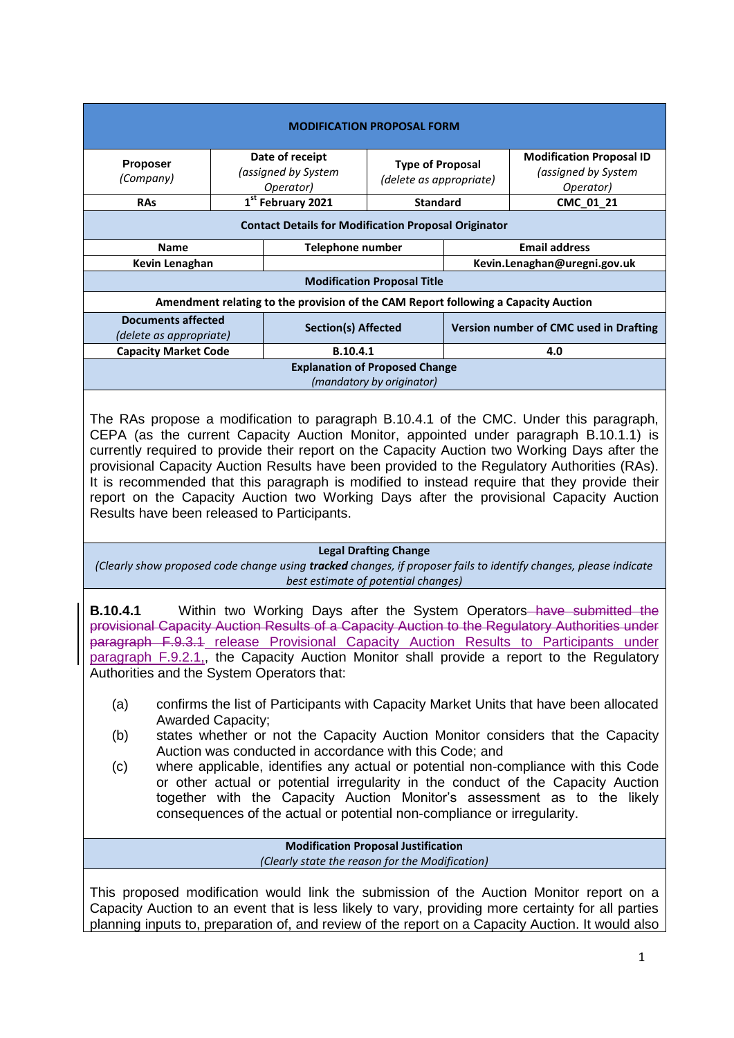## MODIFICATION PROPOSAL FORM

| Proposer *(Company)* | Date of receipt *(assigned by System Operator)* | Type of Proposal *(delete as appropriate)* | Modification Proposal ID *(assigned by System Operator)* |
|---|---|---|---|
| **RAs** | **1st February 2021** | **Standard** | **CMC_01_21** |

**Contact Details for Modification Proposal Originator**

| Name | Telephone number | Email address |
|---|---|---|
| **Kevin Lenaghan** | | **Kevin.Lenaghan@uregni.gov.uk** |

**Modification Proposal Title**

**Amendment relating to the provision of the CAM Report following a Capacity Auction**

| Documents affected *(delete as appropriate)* | Section(s) Affected | Version number of CMC used in Drafting |
|---|---|---|
| **Capacity Market Code** | **B.10.4.1** | **4.0** |

**Explanation of Proposed Change**
*(mandatory by originator)*

The RAs propose a modification to paragraph B.10.4.1 of the CMC. Under this paragraph, CEPA (as the current Capacity Auction Monitor, appointed under paragraph B.10.1.1) is currently required to provide their report on the Capacity Auction two Working Days after the provisional Capacity Auction Results have been provided to the Regulatory Authorities (RAs). It is recommended that this paragraph is modified to instead require that they provide their report on the Capacity Auction two Working Days after the provisional Capacity Auction Results have been released to Participants.

**Legal Drafting Change**
*(Clearly show proposed code change using **tracked** changes, if proposer fails to identify changes, please indicate best estimate of potential changes)*

**B.10.4.1** Within two Working Days after the System Operators ~~have submitted the provisional Capacity Auction Results of a Capacity Auction to the Regulatory Authorities under paragraph F.9.3.1~~ release Provisional Capacity Auction Results to Participants under paragraph F.9.2.1,, the Capacity Auction Monitor shall provide a report to the Regulatory Authorities and the System Operators that:

(a) confirms the list of Participants with Capacity Market Units that have been allocated Awarded Capacity;

(b) states whether or not the Capacity Auction Monitor considers that the Capacity Auction was conducted in accordance with this Code; and

(c) where applicable, identifies any actual or potential non-compliance with this Code or other actual or potential irregularity in the conduct of the Capacity Auction together with the Capacity Auction Monitor's assessment as to the likely consequences of the actual or potential non-compliance or irregularity.

**Modification Proposal Justification**
*(Clearly state the reason for the Modification)*

This proposed modification would link the submission of the Auction Monitor report on a Capacity Auction to an event that is less likely to vary, providing more certainty for all parties planning inputs to, preparation of, and review of the report on a Capacity Auction. It would also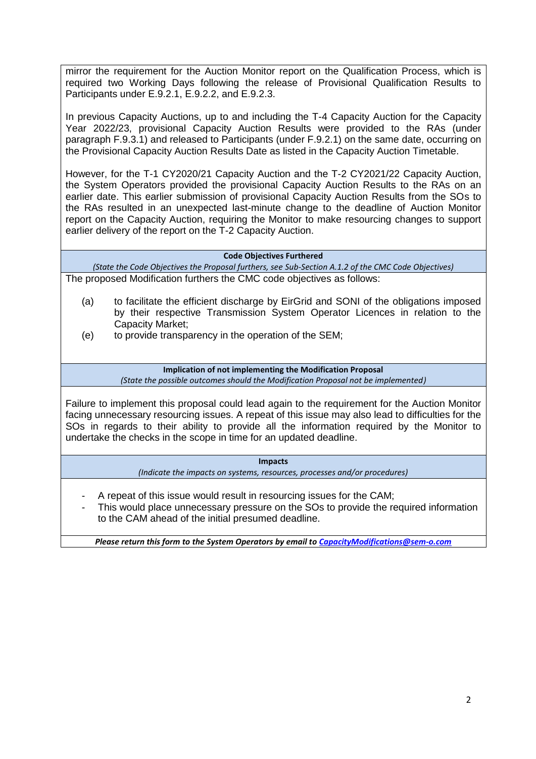mirror the requirement for the Auction Monitor report on the Qualification Process, which is required two Working Days following the release of Provisional Qualification Results to Participants under E.9.2.1, E.9.2.2, and E.9.2.3.

In previous Capacity Auctions, up to and including the T-4 Capacity Auction for the Capacity Year 2022/23, provisional Capacity Auction Results were provided to the RAs (under paragraph F.9.3.1) and released to Participants (under F.9.2.1) on the same date, occurring on the Provisional Capacity Auction Results Date as listed in the Capacity Auction Timetable.

However, for the T-1 CY2020/21 Capacity Auction and the T-2 CY2021/22 Capacity Auction, the System Operators provided the provisional Capacity Auction Results to the RAs on an earlier date. This earlier submission of provisional Capacity Auction Results from the SOs to the RAs resulted in an unexpected last-minute change to the deadline of Auction Monitor report on the Capacity Auction, requiring the Monitor to make resourcing changes to support earlier delivery of the report on the T-2 Capacity Auction.

**Code Objectives Furthered**

*(State the Code Objectives the Proposal furthers, see Sub-Section A.1.2 of the CMC Code Objectives)*

The proposed Modification furthers the CMC code objectives as follows:

(a) to facilitate the efficient discharge by EirGrid and SONI of the obligations imposed by their respective Transmission System Operator Licences in relation to the Capacity Market;

(e) to provide transparency in the operation of the SEM;

**Implication of not implementing the Modification Proposal**

*(State the possible outcomes should the Modification Proposal not be implemented)*

Failure to implement this proposal could lead again to the requirement for the Auction Monitor facing unnecessary resourcing issues. A repeat of this issue may also lead to difficulties for the SOs in regards to their ability to provide all the information required by the Monitor to undertake the checks in the scope in time for an updated deadline.

**Impacts**

*(Indicate the impacts on systems, resources, processes and/or procedures)*

- A repeat of this issue would result in resourcing issues for the CAM;
- This would place unnecessary pressure on the SOs to provide the required information to the CAM ahead of the initial presumed deadline.

***Please return this form to the System Operators by email to [CapacityModifications@sem-o.com](mailto:CapacityModifications@sem-o.com)***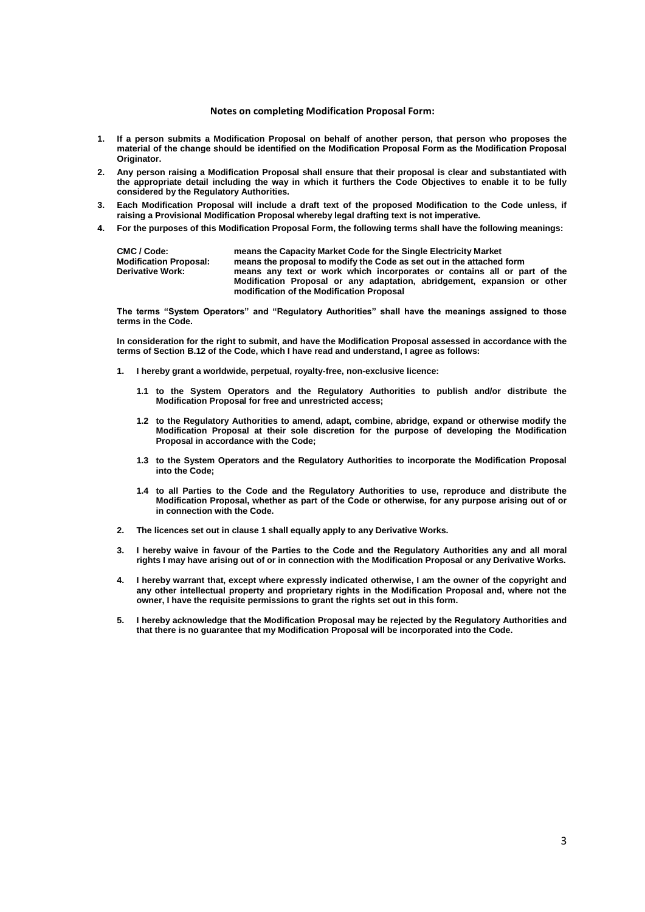## Notes on completing Modification Proposal Form:

1. **If a person submits a Modification Proposal on behalf of another person, that person who proposes the material of the change should be identified on the Modification Proposal Form as the Modification Proposal Originator.**
2. **Any person raising a Modification Proposal shall ensure that their proposal is clear and substantiated with the appropriate detail including the way in which it furthers the Code Objectives to enable it to be fully considered by the Regulatory Authorities.**
3. **Each Modification Proposal will include a draft text of the proposed Modification to the Code unless, if raising a Provisional Modification Proposal whereby legal drafting text is not imperative.**
4. **For the purposes of this Modification Proposal Form, the following terms shall have the following meanings:**

| | |
|---|---|
| **CMC / Code:** | **means the Capacity Market Code for the Single Electricity Market** |
| **Modification Proposal:** | **means the proposal to modify the Code as set out in the attached form** |
| **Derivative Work:** | **means any text or work which incorporates or contains all or part of the Modification Proposal or any adaptation, abridgement, expansion or other modification of the Modification Proposal** |

**The terms "System Operators" and "Regulatory Authorities" shall have the meanings assigned to those terms in the Code.**

**In consideration for the right to submit, and have the Modification Proposal assessed in accordance with the terms of Section B.12 of the Code, which I have read and understand, I agree as follows:**

1. **I hereby grant a worldwide, perpetual, royalty-free, non-exclusive licence:**

   **1.1 to the System Operators and the Regulatory Authorities to publish and/or distribute the Modification Proposal for free and unrestricted access;**

   **1.2 to the Regulatory Authorities to amend, adapt, combine, abridge, expand or otherwise modify the Modification Proposal at their sole discretion for the purpose of developing the Modification Proposal in accordance with the Code;**

   **1.3 to the System Operators and the Regulatory Authorities to incorporate the Modification Proposal into the Code;**

   **1.4 to all Parties to the Code and the Regulatory Authorities to use, reproduce and distribute the Modification Proposal, whether as part of the Code or otherwise, for any purpose arising out of or in connection with the Code.**

2. **The licences set out in clause 1 shall equally apply to any Derivative Works.**

3. **I hereby waive in favour of the Parties to the Code and the Regulatory Authorities any and all moral rights I may have arising out of or in connection with the Modification Proposal or any Derivative Works.**

4. **I hereby warrant that, except where expressly indicated otherwise, I am the owner of the copyright and any other intellectual property and proprietary rights in the Modification Proposal and, where not the owner, I have the requisite permissions to grant the rights set out in this form.**

5. **I hereby acknowledge that the Modification Proposal may be rejected by the Regulatory Authorities and that there is no guarantee that my Modification Proposal will be incorporated into the Code.**